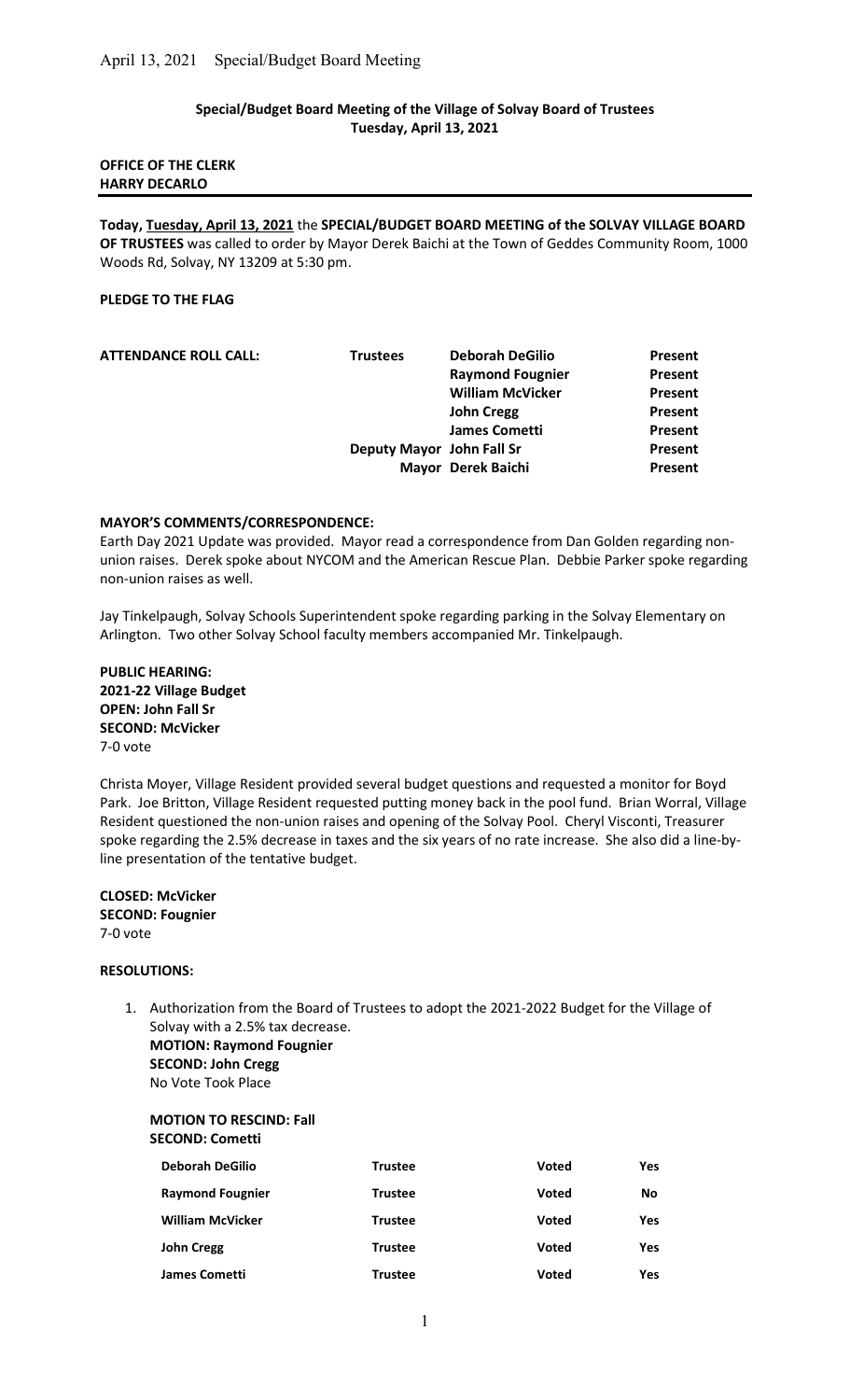## Special/Budget Board Meeting of the Village of Solvay Board of Trustees
**Tuesday, April 13, 2021**

**OFFICE OF THE CLERK**
**HARRY DECARLO**

**Today, Tuesday, April 13, 2021** the **SPECIAL/BUDGET BOARD MEETING of the SOLVAY VILLAGE BOARD OF TRUSTEES** was called to order by Mayor Derek Baichi at the Town of Geddes Community Room, 1000 Woods Rd, Solvay, NY 13209 at 5:30 pm.

**PLEDGE TO THE FLAG**

| ATTENDANCE ROLL CALL: | | | |
|---|---|---|---|
| | **Trustees** | **Deborah DeGilio** | **Present** |
| | | **Raymond Fougnier** | **Present** |
| | | **William McVicker** | **Present** |
| | | **John Cregg** | **Present** |
| | | **James Cometti** | **Present** |
| | **Deputy Mayor** | **John Fall Sr** | **Present** |
| | **Mayor** | **Derek Baichi** | **Present** |

**MAYOR'S COMMENTS/CORRESPONDENCE:**

Earth Day 2021 Update was provided. Mayor read a correspondence from Dan Golden regarding non-union raises. Derek spoke about NYCOM and the American Rescue Plan. Debbie Parker spoke regarding non-union raises as well.

Jay Tinkelpaugh, Solvay Schools Superintendent spoke regarding parking in the Solvay Elementary on Arlington. Two other Solvay School faculty members accompanied Mr. Tinkelpaugh.

**PUBLIC HEARING:**
**2021-22 Village Budget**
**OPEN: John Fall Sr**
**SECOND: McVicker**
7-0 vote

Christa Moyer, Village Resident provided several budget questions and requested a monitor for Boyd Park. Joe Britton, Village Resident requested putting money back in the pool fund. Brian Worral, Village Resident questioned the non-union raises and opening of the Solvay Pool. Cheryl Visconti, Treasurer spoke regarding the 2.5% decrease in taxes and the six years of no rate increase. She also did a line-by-line presentation of the tentative budget.

**CLOSED: McVicker**
**SECOND: Fougnier**
7-0 vote

**RESOLUTIONS:**

1. Authorization from the Board of Trustees to adopt the 2021-2022 Budget for the Village of Solvay with a 2.5% tax decrease.
   **MOTION: Raymond Fougnier**
   **SECOND: John Cregg**
   No Vote Took Place

   **MOTION TO RESCIND: Fall**
   **SECOND: Cometti**

| | | | |
|---|---|---|---|
| **Deborah DeGilio** | **Trustee** | **Voted** | **Yes** |
| **Raymond Fougnier** | **Trustee** | **Voted** | **No** |
| **William McVicker** | **Trustee** | **Voted** | **Yes** |
| **John Cregg** | **Trustee** | **Voted** | **Yes** |
| **James Cometti** | **Trustee** | **Voted** | **Yes** |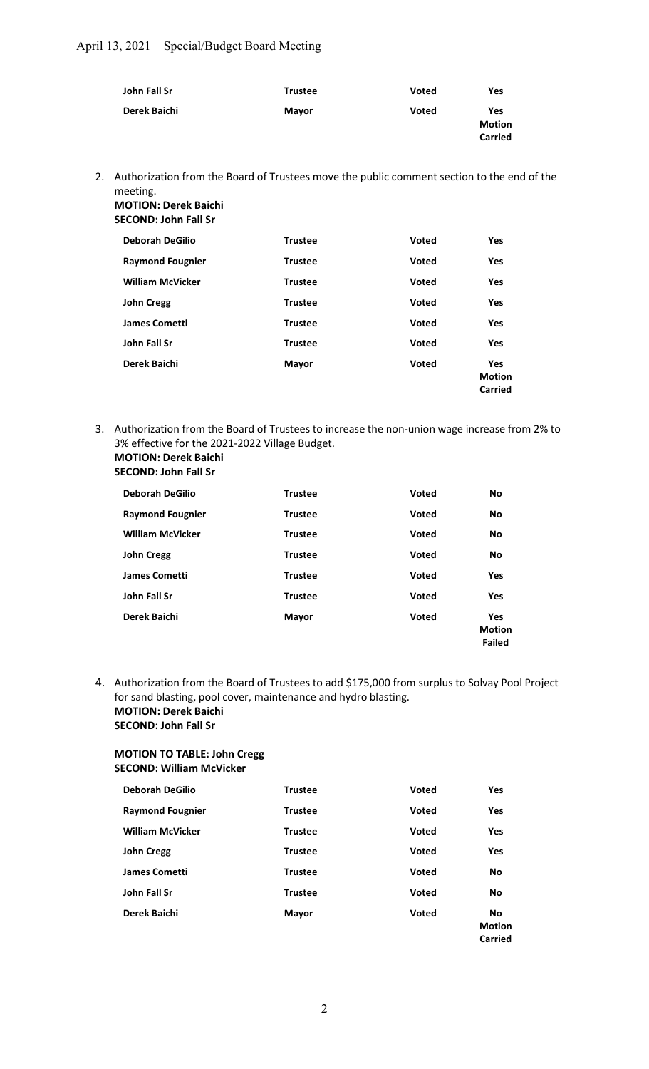| | | | |
|---|---|---|---|
| **John Fall Sr** | **Trustee** | **Voted** | **Yes** |
| **Derek Baichi** | **Mayor** | **Voted** | **Yes Motion Carried** |

2. Authorization from the Board of Trustees move the public comment section to the end of the meeting.
   **MOTION: Derek Baichi**
   **SECOND: John Fall Sr**

| | | | |
|---|---|---|---|
| **Deborah DeGilio** | **Trustee** | **Voted** | **Yes** |
| **Raymond Fougnier** | **Trustee** | **Voted** | **Yes** |
| **William McVicker** | **Trustee** | **Voted** | **Yes** |
| **John Cregg** | **Trustee** | **Voted** | **Yes** |
| **James Cometti** | **Trustee** | **Voted** | **Yes** |
| **John Fall Sr** | **Trustee** | **Voted** | **Yes** |
| **Derek Baichi** | **Mayor** | **Voted** | **Yes Motion Carried** |

3. Authorization from the Board of Trustees to increase the non-union wage increase from 2% to 3% effective for the 2021-2022 Village Budget.
   **MOTION: Derek Baichi**
   **SECOND: John Fall Sr**

| | | | |
|---|---|---|---|
| **Deborah DeGilio** | **Trustee** | **Voted** | **No** |
| **Raymond Fougnier** | **Trustee** | **Voted** | **No** |
| **William McVicker** | **Trustee** | **Voted** | **No** |
| **John Cregg** | **Trustee** | **Voted** | **No** |
| **James Cometti** | **Trustee** | **Voted** | **Yes** |
| **John Fall Sr** | **Trustee** | **Voted** | **Yes** |
| **Derek Baichi** | **Mayor** | **Voted** | **Yes Motion Failed** |

4. Authorization from the Board of Trustees to add $175,000 from surplus to Solvay Pool Project for sand blasting, pool cover, maintenance and hydro blasting.
   **MOTION: Derek Baichi**
   **SECOND: John Fall Sr**

   **MOTION TO TABLE: John Cregg**
   **SECOND: William McVicker**

| | | | |
|---|---|---|---|
| **Deborah DeGilio** | **Trustee** | **Voted** | **Yes** |
| **Raymond Fougnier** | **Trustee** | **Voted** | **Yes** |
| **William McVicker** | **Trustee** | **Voted** | **Yes** |
| **John Cregg** | **Trustee** | **Voted** | **Yes** |
| **James Cometti** | **Trustee** | **Voted** | **No** |
| **John Fall Sr** | **Trustee** | **Voted** | **No** |
| **Derek Baichi** | **Mayor** | **Voted** | **No Motion Carried** |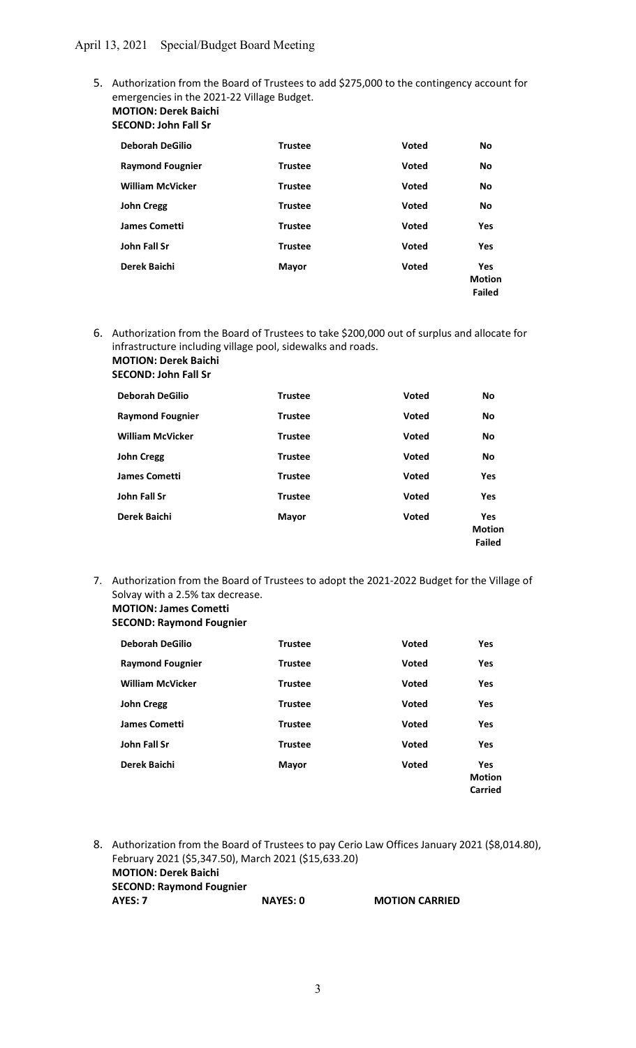5. Authorization from the Board of Trustees to add $275,000 to the contingency account for emergencies in the 2021-22 Village Budget.
**MOTION: Derek Baichi**
**SECOND: John Fall Sr**

| | | | |
|---|---|---|---|
| **Deborah DeGilio** | **Trustee** | **Voted** | **No** |
| **Raymond Fougnier** | **Trustee** | **Voted** | **No** |
| **William McVicker** | **Trustee** | **Voted** | **No** |
| **John Cregg** | **Trustee** | **Voted** | **No** |
| **James Cometti** | **Trustee** | **Voted** | **Yes** |
| **John Fall Sr** | **Trustee** | **Voted** | **Yes** |
| **Derek Baichi** | **Mayor** | **Voted** | **Yes Motion Failed** |

6. Authorization from the Board of Trustees to take $200,000 out of surplus and allocate for infrastructure including village pool, sidewalks and roads.
**MOTION: Derek Baichi**
**SECOND: John Fall Sr**

| | | | |
|---|---|---|---|
| **Deborah DeGilio** | **Trustee** | **Voted** | **No** |
| **Raymond Fougnier** | **Trustee** | **Voted** | **No** |
| **William McVicker** | **Trustee** | **Voted** | **No** |
| **John Cregg** | **Trustee** | **Voted** | **No** |
| **James Cometti** | **Trustee** | **Voted** | **Yes** |
| **John Fall Sr** | **Trustee** | **Voted** | **Yes** |
| **Derek Baichi** | **Mayor** | **Voted** | **Yes Motion Failed** |

7. Authorization from the Board of Trustees to adopt the 2021-2022 Budget for the Village of Solvay with a 2.5% tax decrease.
**MOTION: James Cometti**
**SECOND: Raymond Fougnier**

| | | | |
|---|---|---|---|
| **Deborah DeGilio** | **Trustee** | **Voted** | **Yes** |
| **Raymond Fougnier** | **Trustee** | **Voted** | **Yes** |
| **William McVicker** | **Trustee** | **Voted** | **Yes** |
| **John Cregg** | **Trustee** | **Voted** | **Yes** |
| **James Cometti** | **Trustee** | **Voted** | **Yes** |
| **John Fall Sr** | **Trustee** | **Voted** | **Yes** |
| **Derek Baichi** | **Mayor** | **Voted** | **Yes Motion Carried** |

8. Authorization from the Board of Trustees to pay Cerio Law Offices January 2021 ($8,014.80), February 2021 ($5,347.50), March 2021 ($15,633.20)
**MOTION: Derek Baichi**
**SECOND: Raymond Fougnier**
**AYES: 7** **NAYES: 0** **MOTION CARRIED**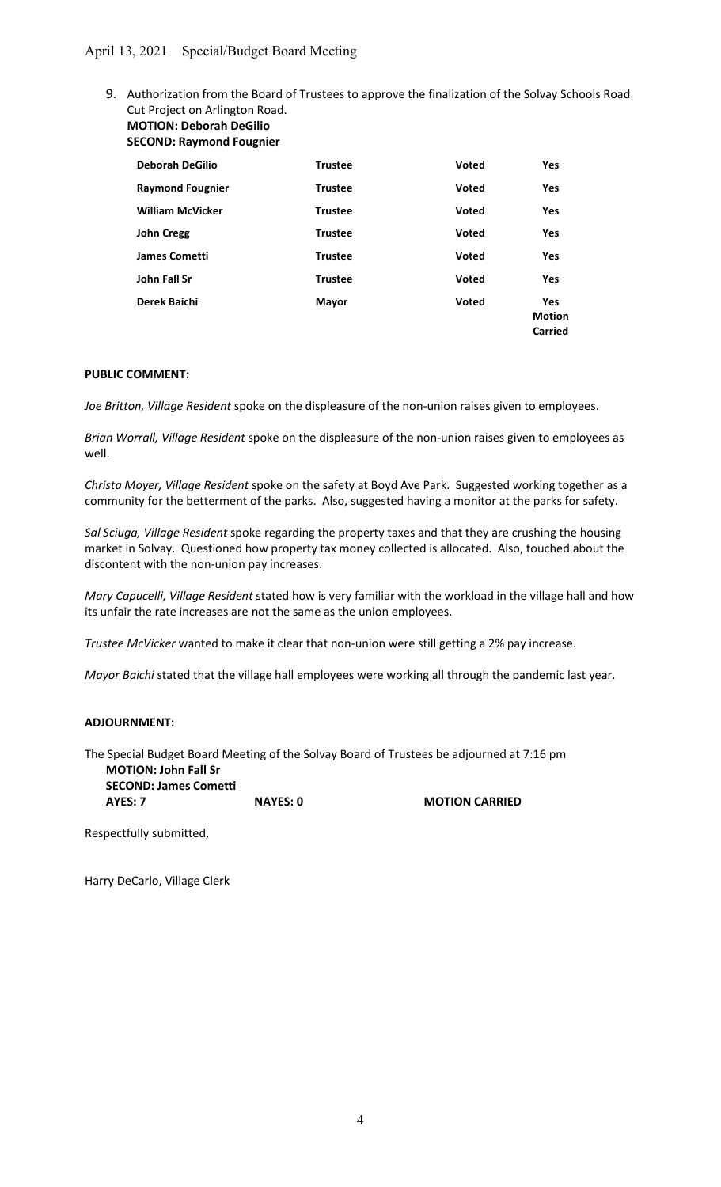9. Authorization from the Board of Trustees to approve the finalization of the Solvay Schools Road Cut Project on Arlington Road.
   **MOTION: Deborah DeGilio**
   **SECOND: Raymond Fougnier**

| | | | |
|---|---|---|---|
| **Deborah DeGilio** | **Trustee** | **Voted** | **Yes** |
| **Raymond Fougnier** | **Trustee** | **Voted** | **Yes** |
| **William McVicker** | **Trustee** | **Voted** | **Yes** |
| **John Cregg** | **Trustee** | **Voted** | **Yes** |
| **James Cometti** | **Trustee** | **Voted** | **Yes** |
| **John Fall Sr** | **Trustee** | **Voted** | **Yes** |
| **Derek Baichi** | **Mayor** | **Voted** | **Yes Motion Carried** |

**PUBLIC COMMENT:**

*Joe Britton, Village Resident* spoke on the displeasure of the non-union raises given to employees.

*Brian Worrall, Village Resident* spoke on the displeasure of the non-union raises given to employees as well.

*Christa Moyer, Village Resident* spoke on the safety at Boyd Ave Park. Suggested working together as a community for the betterment of the parks. Also, suggested having a monitor at the parks for safety.

*Sal Sciuga, Village Resident* spoke regarding the property taxes and that they are crushing the housing market in Solvay. Questioned how property tax money collected is allocated. Also, touched about the discontent with the non-union pay increases.

*Mary Capucelli, Village Resident* stated how is very familiar with the workload in the village hall and how its unfair the rate increases are not the same as the union employees.

*Trustee McVicker* wanted to make it clear that non-union were still getting a 2% pay increase.

*Mayor Baichi* stated that the village hall employees were working all through the pandemic last year.

**ADJOURNMENT:**

The Special Budget Board Meeting of the Solvay Board of Trustees be adjourned at 7:16 pm

**MOTION: John Fall Sr**
**SECOND: James Cometti**
**AYES: 7** **NAYES: 0** **MOTION CARRIED**

Respectfully submitted,

Harry DeCarlo, Village Clerk